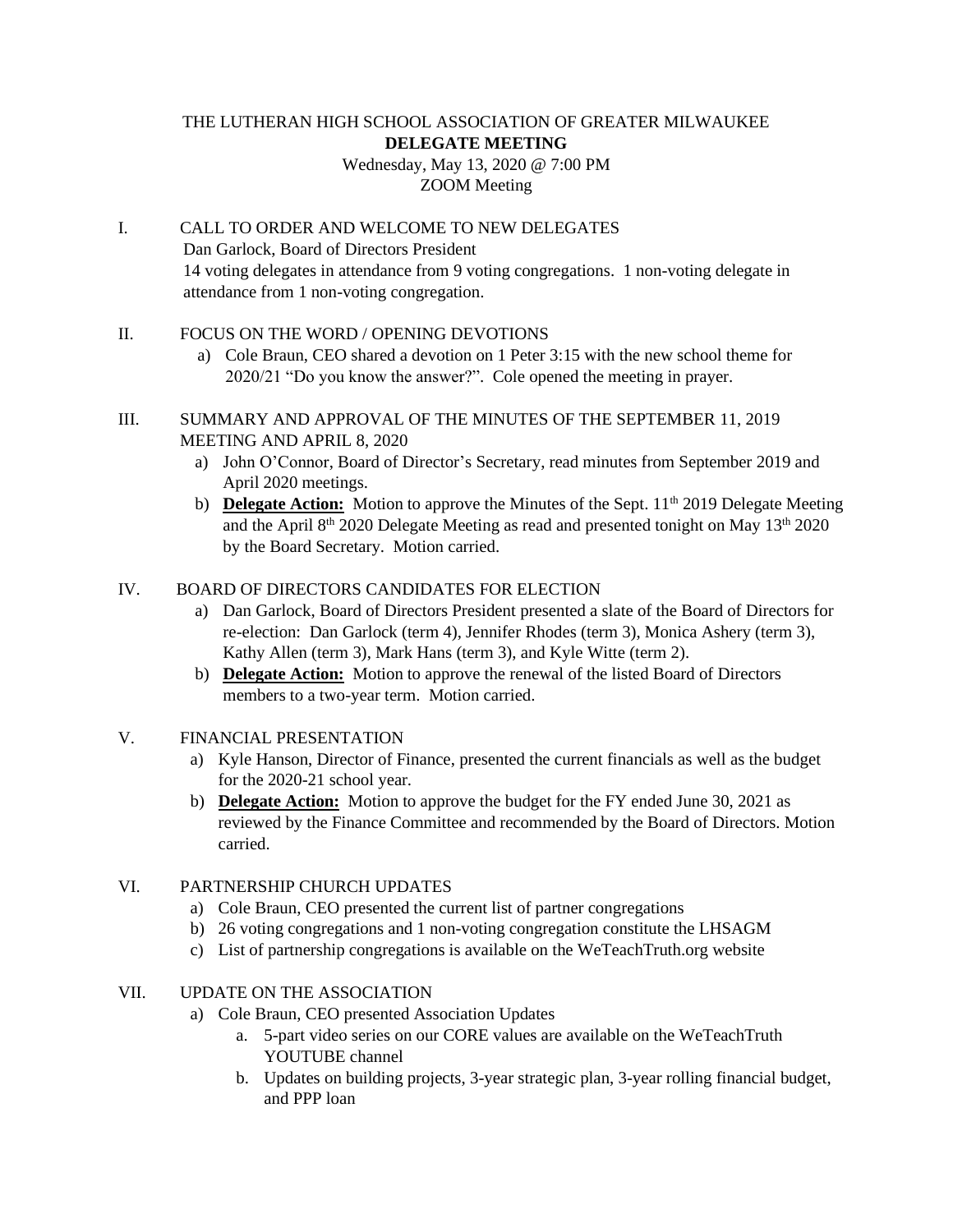# THE LUTHERAN HIGH SCHOOL ASSOCIATION OF GREATER MILWAUKEE

## DELEGATE MEETING

Wednesday, May 13, 2020 @ 7:00 PM
ZOOM Meeting

I. CALL TO ORDER AND WELCOME TO NEW DELEGATES
   Dan Garlock, Board of Directors President
   14 voting delegates in attendance from 9 voting congregations. 1 non-voting delegate in attendance from 1 non-voting congregation.

II. FOCUS ON THE WORD / OPENING DEVOTIONS
   a) Cole Braun, CEO shared a devotion on 1 Peter 3:15 with the new school theme for 2020/21 "Do you know the answer?". Cole opened the meeting in prayer.

III. SUMMARY AND APPROVAL OF THE MINUTES OF THE SEPTEMBER 11, 2019 MEETING AND APRIL 8, 2020
   a) John O'Connor, Board of Director's Secretary, read minutes from September 2019 and April 2020 meetings.
   b) **Delegate Action:** Motion to approve the Minutes of the Sept. 11th 2019 Delegate Meeting and the April 8th 2020 Delegate Meeting as read and presented tonight on May 13th 2020 by the Board Secretary. Motion carried.

IV. BOARD OF DIRECTORS CANDIDATES FOR ELECTION
   a) Dan Garlock, Board of Directors President presented a slate of the Board of Directors for re-election: Dan Garlock (term 4), Jennifer Rhodes (term 3), Monica Ashery (term 3), Kathy Allen (term 3), Mark Hans (term 3), and Kyle Witte (term 2).
   b) **Delegate Action:** Motion to approve the renewal of the listed Board of Directors members to a two-year term. Motion carried.

V. FINANCIAL PRESENTATION
   a) Kyle Hanson, Director of Finance, presented the current financials as well as the budget for the 2020-21 school year.
   b) **Delegate Action:** Motion to approve the budget for the FY ended June 30, 2021 as reviewed by the Finance Committee and recommended by the Board of Directors. Motion carried.

VI. PARTNERSHIP CHURCH UPDATES
   a) Cole Braun, CEO presented the current list of partner congregations
   b) 26 voting congregations and 1 non-voting congregation constitute the LHSAGM
   c) List of partnership congregations is available on the WeTeachTruth.org website

VII. UPDATE ON THE ASSOCIATION
   a) Cole Braun, CEO presented Association Updates
      a. 5-part video series on our CORE values are available on the WeTeachTruth YOUTUBE channel
      b. Updates on building projects, 3-year strategic plan, 3-year rolling financial budget, and PPP loan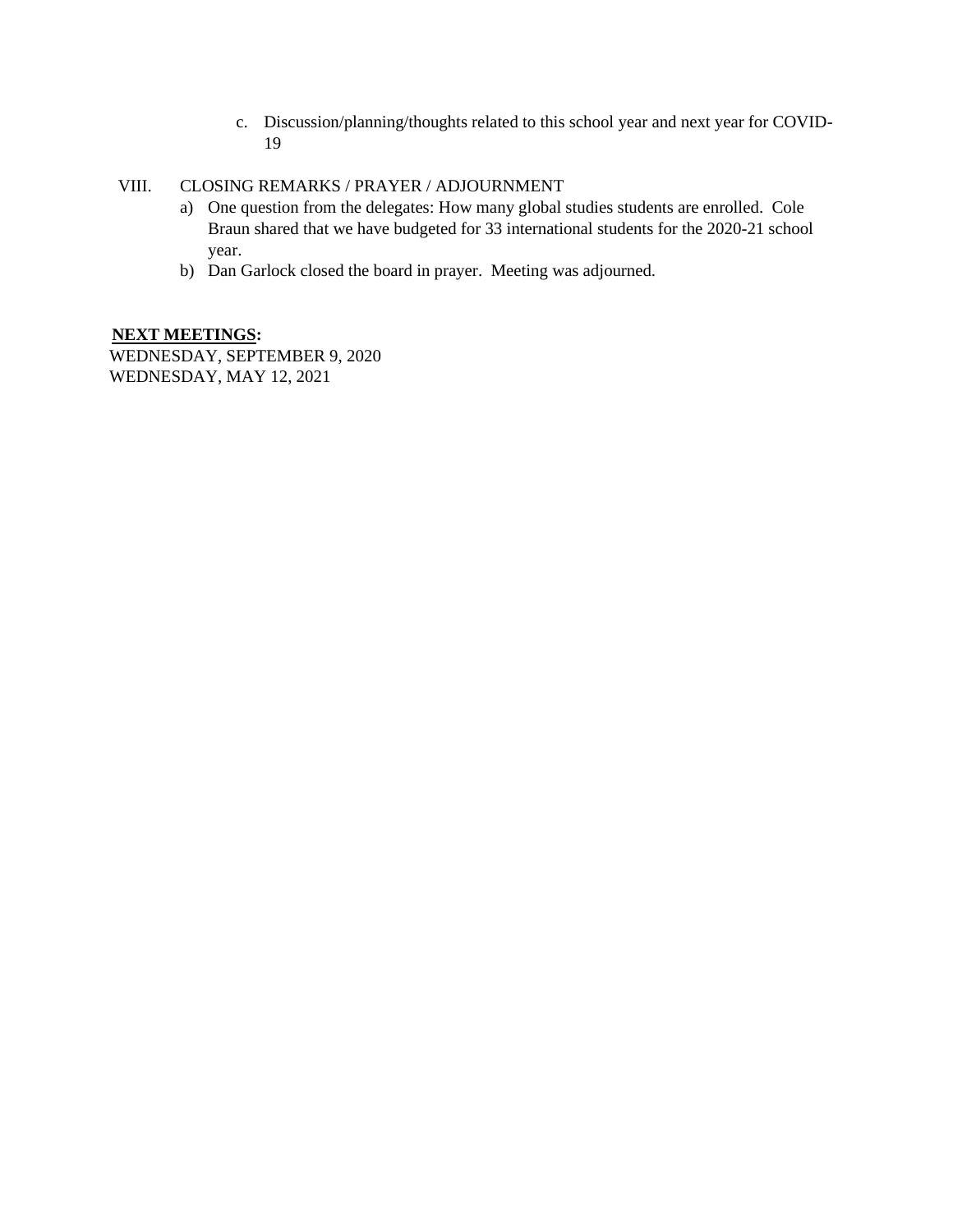c. Discussion/planning/thoughts related to this school year and next year for COVID-19

VIII. CLOSING REMARKS / PRAYER / ADJOURNMENT

a) One question from the delegates: How many global studies students are enrolled. Cole Braun shared that we have budgeted for 33 international students for the 2020-21 school year.
b) Dan Garlock closed the board in prayer. Meeting was adjourned.

**NEXT MEETINGS:**

WEDNESDAY, SEPTEMBER 9, 2020
WEDNESDAY, MAY 12, 2021